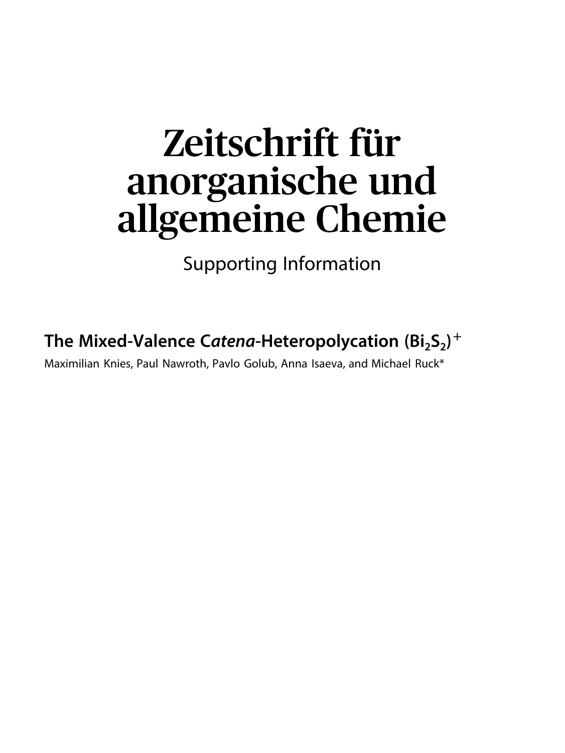# Zeitschrift für anorganische und allgemeine Chemie

Supporting Information

## The Mixed-Valence C*atena*-Heteropolycation $(Bi_2S_2)^+$

Maximilian Knies, Paul Nawroth, Pavlo Golub, Anna Isaeva, and Michael Ruck*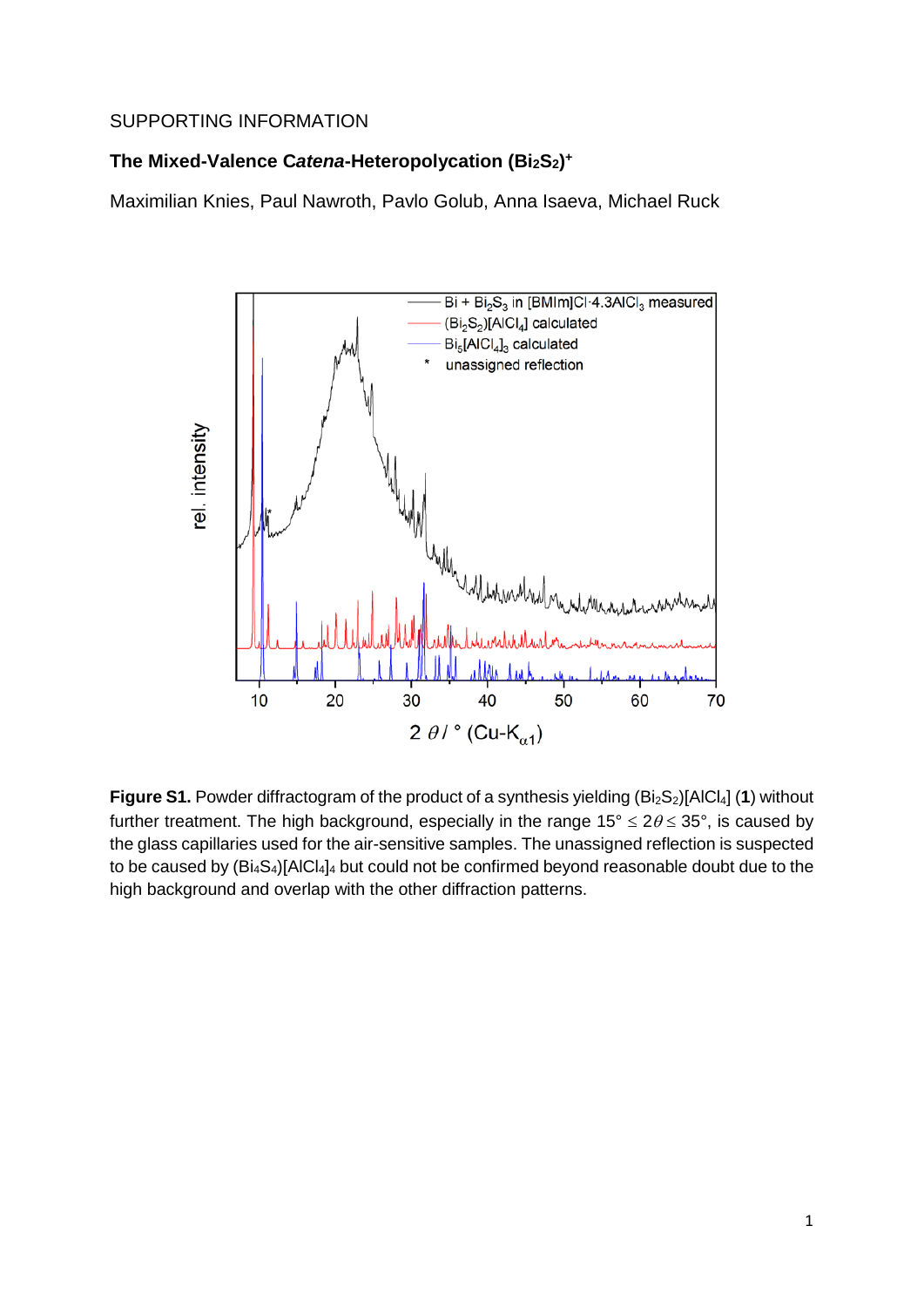SUPPORTING INFORMATION

# The Mixed-Valence *Catena*-Heteropolycation $(Bi_2S_2)^+$

Maximilian Knies, Paul Nawroth, Pavlo Golub, Anna Isaeva, Michael Ruck

**Figure S1.** Powder diffractogram of the product of a synthesis yielding $(Bi_2S_2)[AlCl_4]$ (**1**) without further treatment. The high background, especially in the range $15° \leq 2\theta \leq 35°$, is caused by the glass capillaries used for the air-sensitive samples. The unassigned reflection is suspected to be caused by $(Bi_4S_4)[AlCl_4]_4$ but could not be confirmed beyond reasonable doubt due to the high background and overlap with the other diffraction patterns.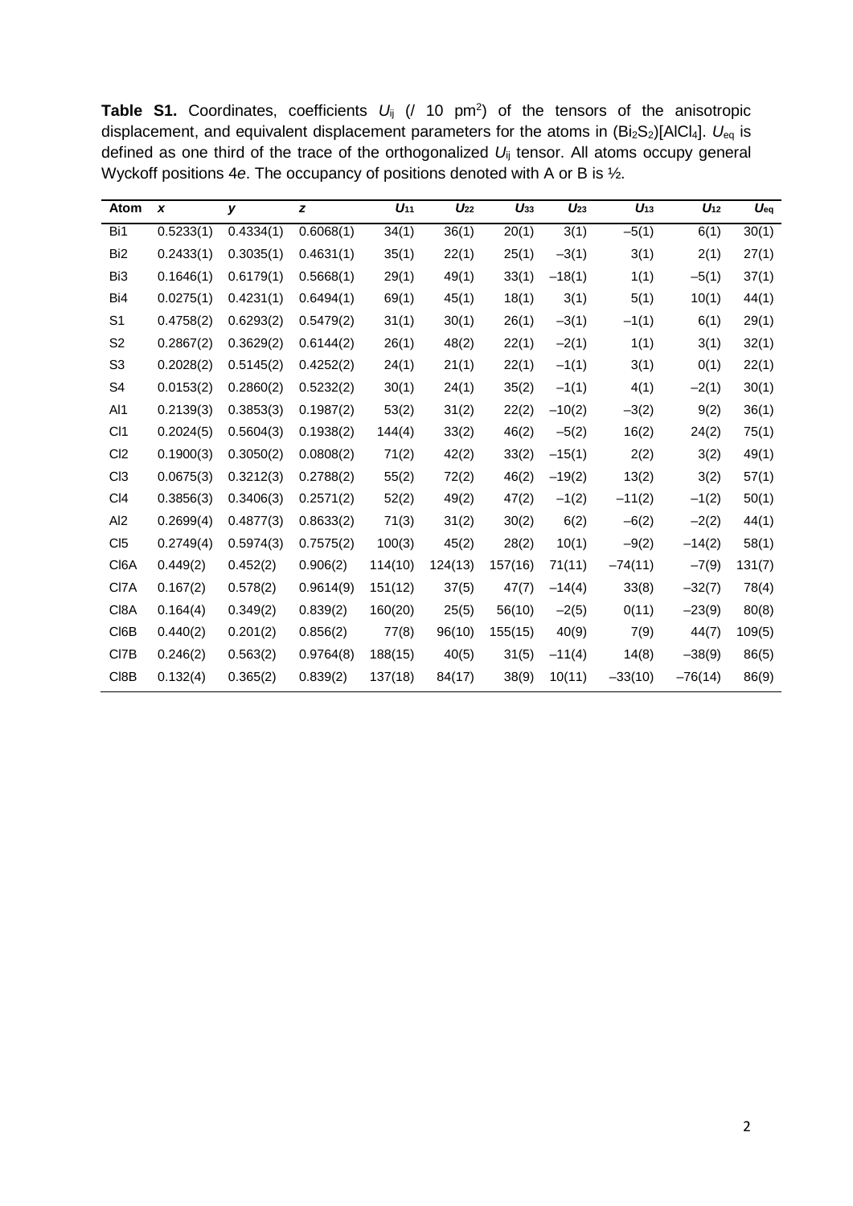**Table S1.** Coordinates, coefficients $U_{ij}$ (/ 10 pm$^2$) of the tensors of the anisotropic displacement, and equivalent displacement parameters for the atoms in $(Bi_2S_2)[AlCl_4]$. $U_{eq}$ is defined as one third of the trace of the orthogonalized $U_{ij}$ tensor. All atoms occupy general Wyckoff positions 4*e*. The occupancy of positions denoted with A or B is ½.

| Atom | *x* | *y* | *z* | $U_{11}$ | $U_{22}$ | $U_{33}$ | $U_{23}$ | $U_{13}$ | $U_{12}$ | $U_{eq}$ |
|---|---|---|---|---|---|---|---|---|---|---|
| Bi1 | 0.5233(1) | 0.4334(1) | 0.6068(1) | 34(1) | 36(1) | 20(1) | 3(1) | −5(1) | 6(1) | 30(1) |
| Bi2 | 0.2433(1) | 0.3035(1) | 0.4631(1) | 35(1) | 22(1) | 25(1) | −3(1) | 3(1) | 2(1) | 27(1) |
| Bi3 | 0.1646(1) | 0.6179(1) | 0.5668(1) | 29(1) | 49(1) | 33(1) | −18(1) | 1(1) | −5(1) | 37(1) |
| Bi4 | 0.0275(1) | 0.4231(1) | 0.6494(1) | 69(1) | 45(1) | 18(1) | 3(1) | 5(1) | 10(1) | 44(1) |
| S1 | 0.4758(2) | 0.6293(2) | 0.5479(2) | 31(1) | 30(1) | 26(1) | −3(1) | −1(1) | 6(1) | 29(1) |
| S2 | 0.2867(2) | 0.3629(2) | 0.6144(2) | 26(1) | 48(2) | 22(1) | −2(1) | 1(1) | 3(1) | 32(1) |
| S3 | 0.2028(2) | 0.5145(2) | 0.4252(2) | 24(1) | 21(1) | 22(1) | −1(1) | 3(1) | 0(1) | 22(1) |
| S4 | 0.0153(2) | 0.2860(2) | 0.5232(2) | 30(1) | 24(1) | 35(2) | −1(1) | 4(1) | −2(1) | 30(1) |
| Al1 | 0.2139(3) | 0.3853(3) | 0.1987(2) | 53(2) | 31(2) | 22(2) | −10(2) | −3(2) | 9(2) | 36(1) |
| Cl1 | 0.2024(5) | 0.5604(3) | 0.1938(2) | 144(4) | 33(2) | 46(2) | −5(2) | 16(2) | 24(2) | 75(1) |
| Cl2 | 0.1900(3) | 0.3050(2) | 0.0808(2) | 71(2) | 42(2) | 33(2) | −15(1) | 2(2) | 3(2) | 49(1) |
| Cl3 | 0.0675(3) | 0.3212(3) | 0.2788(2) | 55(2) | 72(2) | 46(2) | −19(2) | 13(2) | 3(2) | 57(1) |
| Cl4 | 0.3856(3) | 0.3406(3) | 0.2571(2) | 52(2) | 49(2) | 47(2) | −1(2) | −11(2) | −1(2) | 50(1) |
| Al2 | 0.2699(4) | 0.4877(3) | 0.8633(2) | 71(3) | 31(2) | 30(2) | 6(2) | −6(2) | −2(2) | 44(1) |
| Cl5 | 0.2749(4) | 0.5974(3) | 0.7575(2) | 100(3) | 45(2) | 28(2) | 10(1) | −9(2) | −14(2) | 58(1) |
| Cl6A | 0.449(2) | 0.452(2) | 0.906(2) | 114(10) | 124(13) | 157(16) | 71(11) | −74(11) | −7(9) | 131(7) |
| Cl7A | 0.167(2) | 0.578(2) | 0.9614(9) | 151(12) | 37(5) | 47(7) | −14(4) | 33(8) | −32(7) | 78(4) |
| Cl8A | 0.164(4) | 0.349(2) | 0.839(2) | 160(20) | 25(5) | 56(10) | −2(5) | 0(11) | −23(9) | 80(8) |
| Cl6B | 0.440(2) | 0.201(2) | 0.856(2) | 77(8) | 96(10) | 155(15) | 40(9) | 7(9) | 44(7) | 109(5) |
| Cl7B | 0.246(2) | 0.563(2) | 0.9764(8) | 188(15) | 40(5) | 31(5) | −11(4) | 14(8) | −38(9) | 86(5) |
| Cl8B | 0.132(4) | 0.365(2) | 0.839(2) | 137(18) | 84(17) | 38(9) | 10(11) | −33(10) | −76(14) | 86(9) |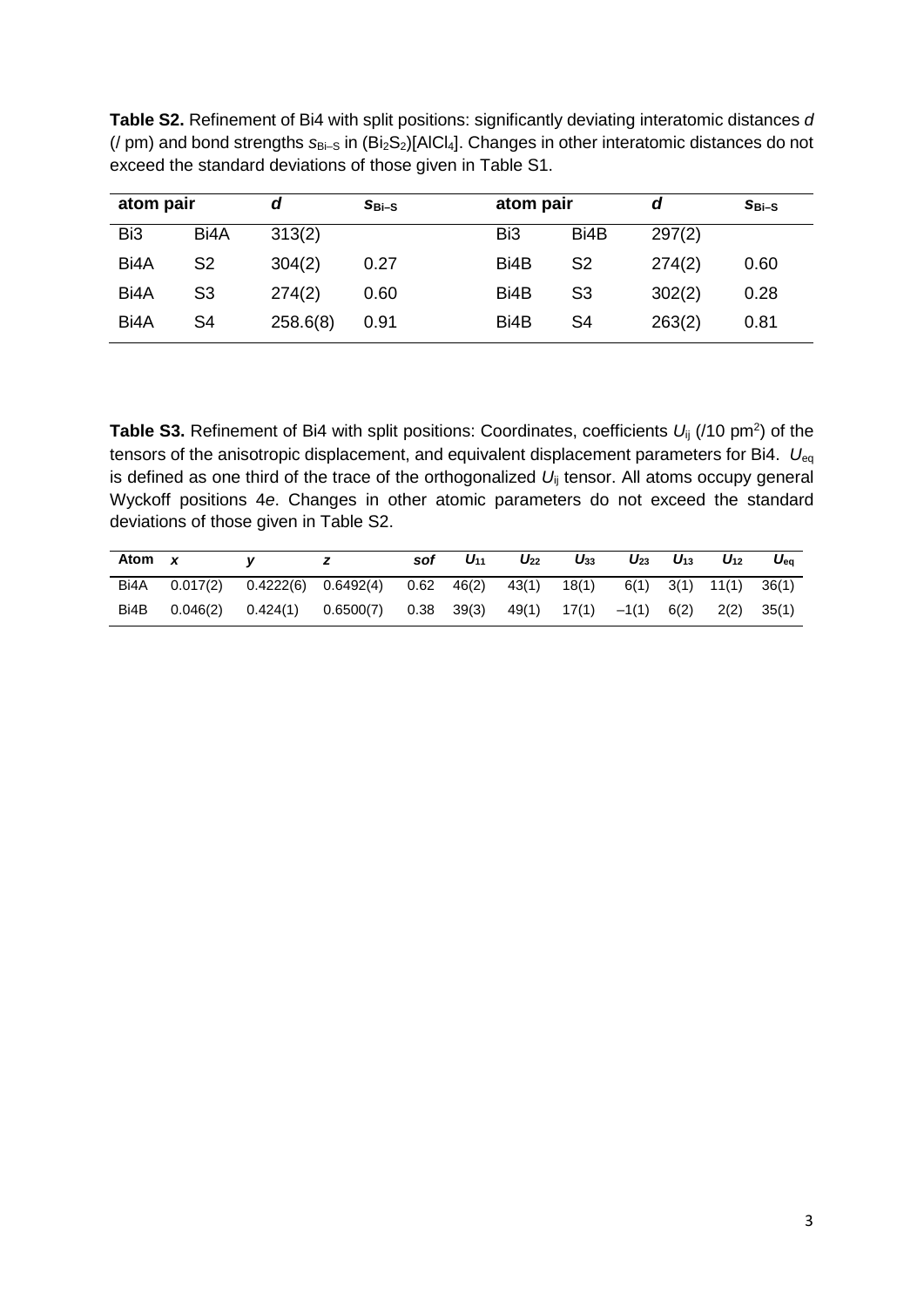**Table S2.** Refinement of Bi4 with split positions: significantly deviating interatomic distances *d* (/ pm) and bond strengths $s_{Bi–S}$ in $(Bi_2S_2)[AlCl_4]$. Changes in other interatomic distances do not exceed the standard deviations of those given in Table S1.

| atom pair | | *d* | $s_{Bi–S}$ | atom pair | | *d* | $s_{Bi–S}$ |
|---|---|---|---|---|---|---|---|
| Bi3 | Bi4A | 313(2) | | Bi3 | Bi4B | 297(2) | |
| Bi4A | S2 | 304(2) | 0.27 | Bi4B | S2 | 274(2) | 0.60 |
| Bi4A | S3 | 274(2) | 0.60 | Bi4B | S3 | 302(2) | 0.28 |
| Bi4A | S4 | 258.6(8) | 0.91 | Bi4B | S4 | 263(2) | 0.81 |

**Table S3.** Refinement of Bi4 with split positions: Coordinates, coefficients $U_{ij}$ (/10 pm$^2$) of the tensors of the anisotropic displacement, and equivalent displacement parameters for Bi4. $U_{eq}$ is defined as one third of the trace of the orthogonalized $U_{ij}$ tensor. All atoms occupy general Wyckoff positions 4*e*. Changes in other atomic parameters do not exceed the standard deviations of those given in Table S2.

| Atom | *x* | *y* | *z* | *sof* | $U_{11}$ | $U_{22}$ | $U_{33}$ | $U_{23}$ | $U_{13}$ | $U_{12}$ | $U_{eq}$ |
|---|---|---|---|---|---|---|---|---|---|---|---|
| Bi4A | 0.017(2) | 0.4222(6) | 0.6492(4) | 0.62 | 46(2) | 43(1) | 18(1) | 6(1) | 3(1) | 11(1) | 36(1) |
| Bi4B | 0.046(2) | 0.424(1) | 0.6500(7) | 0.38 | 39(3) | 49(1) | 17(1) | –1(1) | 6(2) | 2(2) | 35(1) |